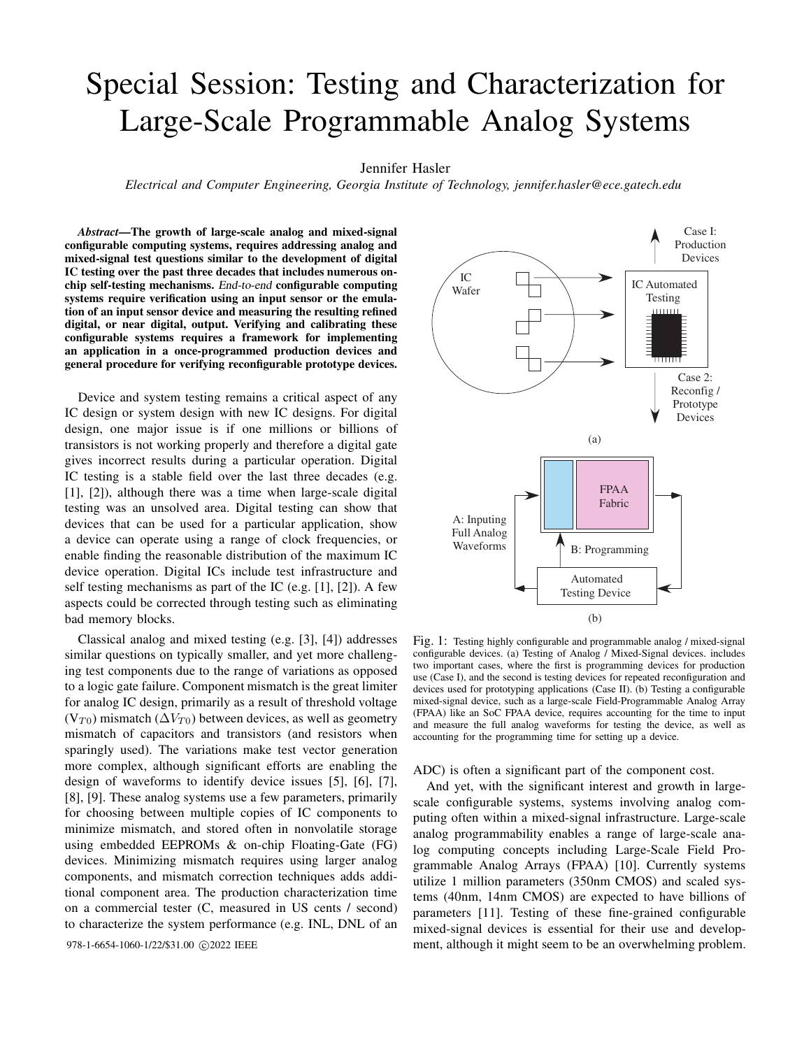# Special Session: Testing and Characterization for Large-Scale Programmable Analog Systems

Jennifer Hasler

*Electrical and Computer Engineering, Georgia Institute of Technology, jennifer.hasler@ece.gatech.edu*

***Abstract*—The growth of large-scale analog and mixed-signal configurable computing systems, requires addressing analog and mixed-signal test questions similar to the development of digital IC testing over the past three decades that includes numerous on-chip self-testing mechanisms. *End-to-end* configurable computing systems require verification using an input sensor or the emulation of an input sensor device and measuring the resulting refined digital, or near digital, output. Verifying and calibrating these configurable systems requires a framework for implementing an application in a once-programmed production devices and general procedure for verifying reconfigurable prototype devices.**

Device and system testing remains a critical aspect of any IC design or system design with new IC designs. For digital design, one major issue is if one millions or billions of transistors is not working properly and therefore a digital gate gives incorrect results during a particular operation. Digital IC testing is a stable field over the last three decades (e.g. [1], [2]), although there was a time when large-scale digital testing was an unsolved area. Digital testing can show that devices that can be used for a particular application, show a device can operate using a range of clock frequencies, or enable finding the reasonable distribution of the maximum IC device operation. Digital ICs include test infrastructure and self testing mechanisms as part of the IC (e.g. [1], [2]). A few aspects could be corrected through testing such as eliminating bad memory blocks.

Classical analog and mixed testing (e.g. [3], [4]) addresses similar questions on typically smaller, and yet more challenging test components due to the range of variations as opposed to a logic gate failure. Component mismatch is the great limiter for analog IC design, primarily as a result of threshold voltage ($V_{T0}$) mismatch ($\Delta V_{T0}$) between devices, as well as geometry mismatch of capacitors and transistors (and resistors when sparingly used). The variations make test vector generation more complex, although significant efforts are enabling the design of waveforms to identify device issues [5], [6], [7], [8], [9]. These analog systems use a few parameters, primarily for choosing between multiple copies of IC components to minimize mismatch, and stored often in nonvolatile storage using embedded EEPROMs & on-chip Floating-Gate (FG) devices. Minimizing mismatch requires using larger analog components, and mismatch correction techniques adds additional component area. The production characterization time on a commercial tester (C, measured in US cents / second) to characterize the system performance (e.g. INL, DNL of an ADC) is often a significant part of the component cost.

Fig. 1: Testing highly configurable and programmable analog / mixed-signal configurable devices. (a) Testing of Analog / Mixed-Signal devices. includes two important cases, where the first is programming devices for production use (Case I), and the second is testing devices for repeated reconfiguration and devices used for prototyping applications (Case II). (b) Testing a configurable mixed-signal device, such as a large-scale Field-Programmable Analog Array (FPAA) like an SoC FPAA device, requires accounting for the time to input and measure the full analog waveforms for testing the device, as well as accounting for the programming time for setting up a device.

And yet, with the significant interest and growth in large-scale configurable systems, systems involving analog computing often within a mixed-signal infrastructure. Large-scale analog programmability enables a range of large-scale analog computing concepts including Large-Scale Field Programmable Analog Arrays (FPAA) [10]. Currently systems utilize 1 million parameters (350nm CMOS) and scaled systems (40nm, 14nm CMOS) are expected to have billions of parameters [11]. Testing of these fine-grained configurable mixed-signal devices is essential for their use and development, although it might seem to be an overwhelming problem.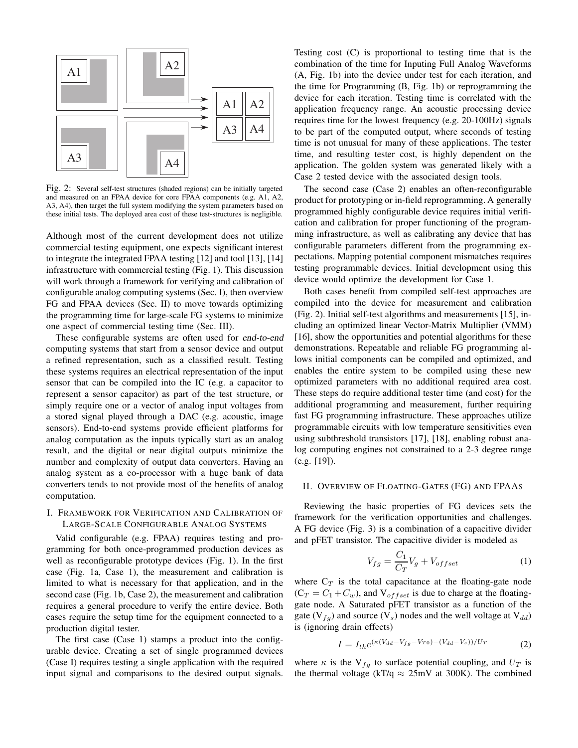A1 A2 A3 A4

Fig. 2: Several self-test structures (shaded regions) can be initially targeted and measured on an FPAA device for core FPAA components (e.g. A1, A2, A3, A4), then target the full system modifying the system parameters based on these initial tests. The deployed area cost of these test-structures is negligible.

Although most of the current development does not utilize commercial testing equipment, one expects significant interest to integrate the integrated FPAA testing [12] and tool [13], [14] infrastructure with commercial testing (Fig. 1). This discussion will work through a framework for verifying and calibration of configurable analog computing systems (Sec. I), then overview FG and FPAA devices (Sec. II) to move towards optimizing the programming time for large-scale FG systems to minimize one aspect of commercial testing time (Sec. III).

These configurable systems are often used for *end-to-end* computing systems that start from a sensor device and output a refined representation, such as a classified result. Testing these systems requires an electrical representation of the input sensor that can be compiled into the IC (e.g. a capacitor to represent a sensor capacitor) as part of the test structure, or simply require one or a vector of analog input voltages from a stored signal played through a DAC (e.g. acoustic, image sensors). End-to-end systems provide efficient platforms for analog computation as the inputs typically start as an analog result, and the digital or near digital outputs minimize the number and complexity of output data converters. Having an analog system as a co-processor with a huge bank of data converters tends to not provide most of the benefits of analog computation.

## I. Framework for Verification and Calibration of Large-Scale Configurable Analog Systems

Valid configurable (e.g. FPAA) requires testing and programming for both once-programmed production devices as well as reconfigurable prototype devices (Fig. 1). In the first case (Fig. 1a, Case 1), the measurement and calibration is limited to what is necessary for that application, and in the second case (Fig. 1b, Case 2), the measurement and calibration requires a general procedure to verify the entire device. Both cases require the setup time for the equipment connected to a production digital tester.

The first case (Case 1) stamps a product into the configurable device. Creating a set of single programmed devices (Case I) requires testing a single application with the required input signal and comparisons to the desired output signals. Testing cost (C) is proportional to testing time that is the combination of the time for Inputing Full Analog Waveforms (A, Fig. 1b) into the device under test for each iteration, and the time for Programming (B, Fig. 1b) or reprogramming the device for each iteration. Testing time is correlated with the application frequency range. An acoustic processing device requires time for the lowest frequency (e.g. 20-100Hz) signals to be part of the computed output, where seconds of testing time is not unusual for many of these applications. The tester time, and resulting tester cost, is highly dependent on the application. The golden system was generated likely with a Case 2 tested device with the associated design tools.

The second case (Case 2) enables an often-reconfigurable product for prototyping or in-field reprogramming. A generally programmed highly configurable device requires initial verification and calibration for proper functioning of the programming infrastructure, as well as calibrating any device that has configurable parameters different from the programming expectations. Mapping potential component mismatches requires testing programmable devices. Initial development using this device would optimize the development for Case 1.

Both cases benefit from compiled self-test approaches are compiled into the device for measurement and calibration (Fig. 2). Initial self-test algorithms and measurements [15], including an optimized linear Vector-Matrix Multiplier (VMM) [16], show the opportunities and potential algorithms for these demonstrations. Repeatable and reliable FG programming allows initial components can be compiled and optimized, and enables the entire system to be compiled using these new optimized parameters with no additional required area cost. These steps do require additional tester time (and cost) for the additional programming and measurement, further requiring fast FG programming infrastructure. These approaches utilize programmable circuits with low temperature sensitivities even using subthreshold transistors [17], [18], enabling robust analog computing engines not constrained to a 2-3 degree range (e.g. [19]).

## II. Overview of Floating-Gates (FG) and FPAAs

Reviewing the basic properties of FG devices sets the framework for the verification opportunities and challenges. A FG device (Fig. 3) is a combination of a capacitive divider and pFET transistor. The capacitive divider is modeled as

$$V_{fg} = \frac{C_1}{C_T} V_g + V_{offset} \tag{1}$$

where $C_T$ is the total capacitance at the floating-gate node ($C_T = C_1 + C_w$), and $V_{offset}$ is due to charge at the floating-gate node. A Saturated pFET transistor as a function of the gate ($V_{fg}$) and source ($V_s$) nodes and the well voltage at $V_{dd}$) is (ignoring drain effects)

$$I = I_{th} e^{(\kappa(V_{dd} - V_{fg} - V_{T0}) - (V_{dd} - V_s))/U_T} \tag{2}$$

where $\kappa$ is the $V_{fg}$ to surface potential coupling, and $U_T$ is the thermal voltage (kT/q $\approx$ 25mV at 300K). The combined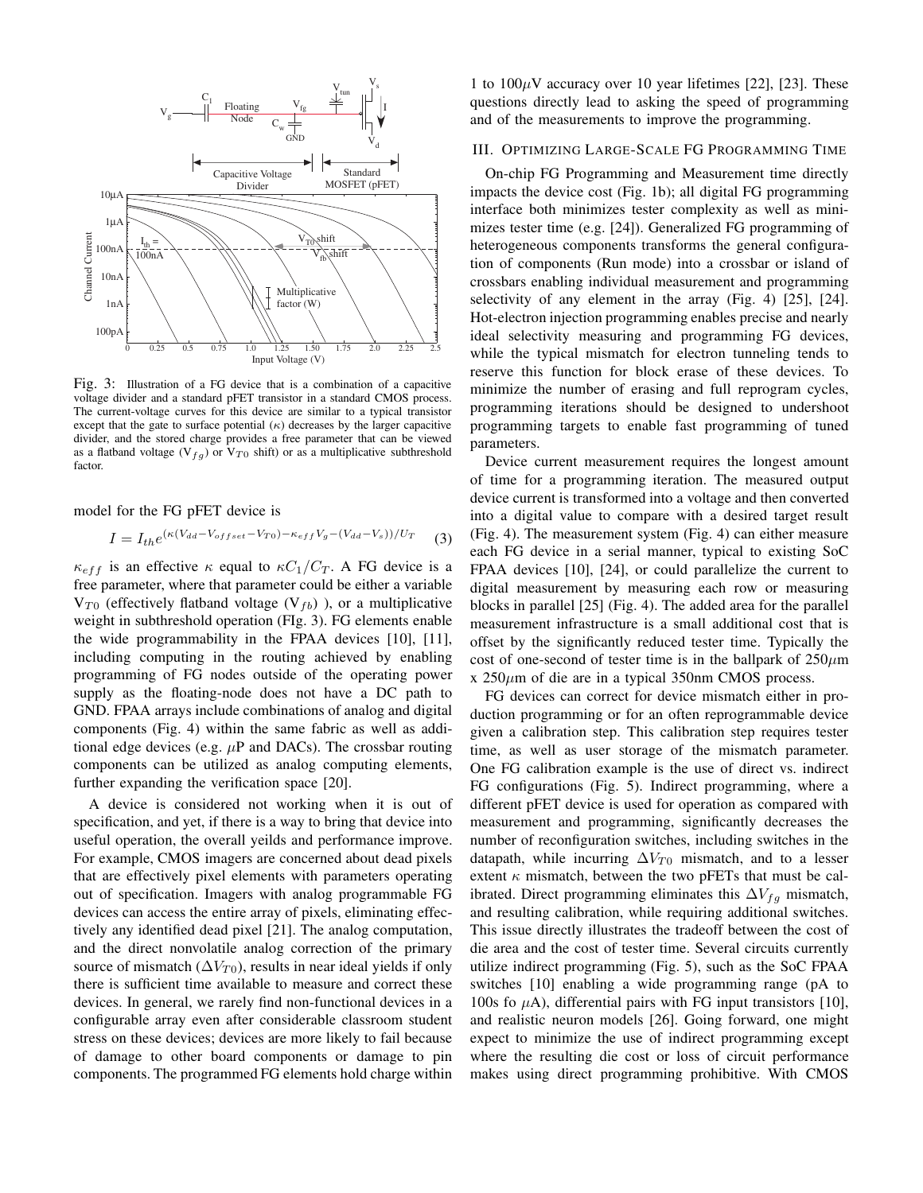Fig. 3: Illustration of a FG device that is a combination of a capacitive voltage divider and a standard pFET transistor in a standard CMOS process. The current-voltage curves for this device are similar to a typical transistor except that the gate to surface potential ($\kappa$) decreases by the larger capacitive divider, and the stored charge provides a free parameter that can be viewed as a flatband voltage ($V_{fg}$) or $V_{T0}$ shift) or as a multiplicative subthreshold factor.

model for the FG pFET device is

$$I = I_{th} e^{(\kappa(V_{dd} - V_{offset} - V_{T0}) - \kappa_{eff} V_g - (V_{dd} - V_s))/U_T} \quad (3)$$

$\kappa_{eff}$ is an effective $\kappa$ equal to $\kappa C_1/C_T$. A FG device is a free parameter, where that parameter could be either a variable $V_{T0}$ (effectively flatband voltage ($V_{fb}$) ), or a multiplicative weight in subthreshold operation (FIg. 3). FG elements enable the wide programmability in the FPAA devices [10], [11], including computing in the routing achieved by enabling programming of FG nodes outside of the operating power supply as the floating-node does not have a DC path to GND. FPAA arrays include combinations of analog and digital components (Fig. 4) within the same fabric as well as additional edge devices (e.g. $\mu$P and DACs). The crossbar routing components can be utilized as analog computing elements, further expanding the verification space [20].

A device is considered not working when it is out of specification, and yet, if there is a way to bring that device into useful operation, the overall yeilds and performance improve. For example, CMOS imagers are concerned about dead pixels that are effectively pixel elements with parameters operating out of specification. Imagers with analog programmable FG devices can access the entire array of pixels, eliminating effectively any identified dead pixel [21]. The analog computation, and the direct nonvolatile analog correction of the primary source of mismatch ($\Delta V_{T0}$), results in near ideal yields if only there is sufficient time available to measure and correct these devices. In general, we rarely find non-functional devices in a configurable array even after considerable classroom student stress on these devices; devices are more likely to fail because of damage to other board components or damage to pin components. The programmed FG elements hold charge within 1 to 100$\mu$V accuracy over 10 year lifetimes [22], [23]. These questions directly lead to asking the speed of programming and of the measurements to improve the programming.

## III. Optimizing Large-Scale FG Programming Time

On-chip FG Programming and Measurement time directly impacts the device cost (Fig. 1b); all digital FG programming interface both minimizes tester complexity as well as minimizes tester time (e.g. [24]). Generalized FG programming of heterogeneous components transforms the general configuration of components (Run mode) into a crossbar or island of crossbars enabling individual measurement and programming selectivity of any element in the array (Fig. 4) [25], [24]. Hot-electron injection programming enables precise and nearly ideal selectivity measuring and programming FG devices, while the typical mismatch for electron tunneling tends to reserve this function for block erase of these devices. To minimize the number of erasing and full reprogram cycles, programming iterations should be designed to undershoot programming targets to enable fast programming of tuned parameters.

Device current measurement requires the longest amount of time for a programming iteration. The measured output device current is transformed into a voltage and then converted into a digital value to compare with a desired target result (Fig. 4). The measurement system (Fig. 4) can either measure each FG device in a serial manner, typical to existing SoC FPAA devices [10], [24], or could parallelize the current to digital measurement by measuring each row or measuring blocks in parallel [25] (Fig. 4). The added area for the parallel measurement infrastructure is a small additional cost that is offset by the significantly reduced tester time. Typically the cost of one-second of tester time is in the ballpark of 250$\mu$m x 250$\mu$m of die are in a typical 350nm CMOS process.

FG devices can correct for device mismatch either in production programming or for an often reprogrammable device given a calibration step. This calibration step requires tester time, as well as user storage of the mismatch parameter. One FG calibration example is the use of direct vs. indirect FG configurations (Fig. 5). Indirect programming, where a different pFET device is used for operation as compared with measurement and programming, significantly decreases the number of reconfiguration switches, including switches in the datapath, while incurring $\Delta V_{T0}$ mismatch, and to a lesser extent $\kappa$ mismatch, between the two pFETs that must be calibrated. Direct programming eliminates this $\Delta V_{fg}$ mismatch, and resulting calibration, while requiring additional switches. This issue directly illustrates the tradeoff between the cost of die area and the cost of tester time. Several circuits currently utilize indirect programming (Fig. 5), such as the SoC FPAA switches [10] enabling a wide programming range (pA to 100s fo $\mu$A), differential pairs with FG input transistors [10], and realistic neuron models [26]. Going forward, one might expect to minimize the use of indirect programming except where the resulting die cost or loss of circuit performance makes using direct programming prohibitive. With CMOS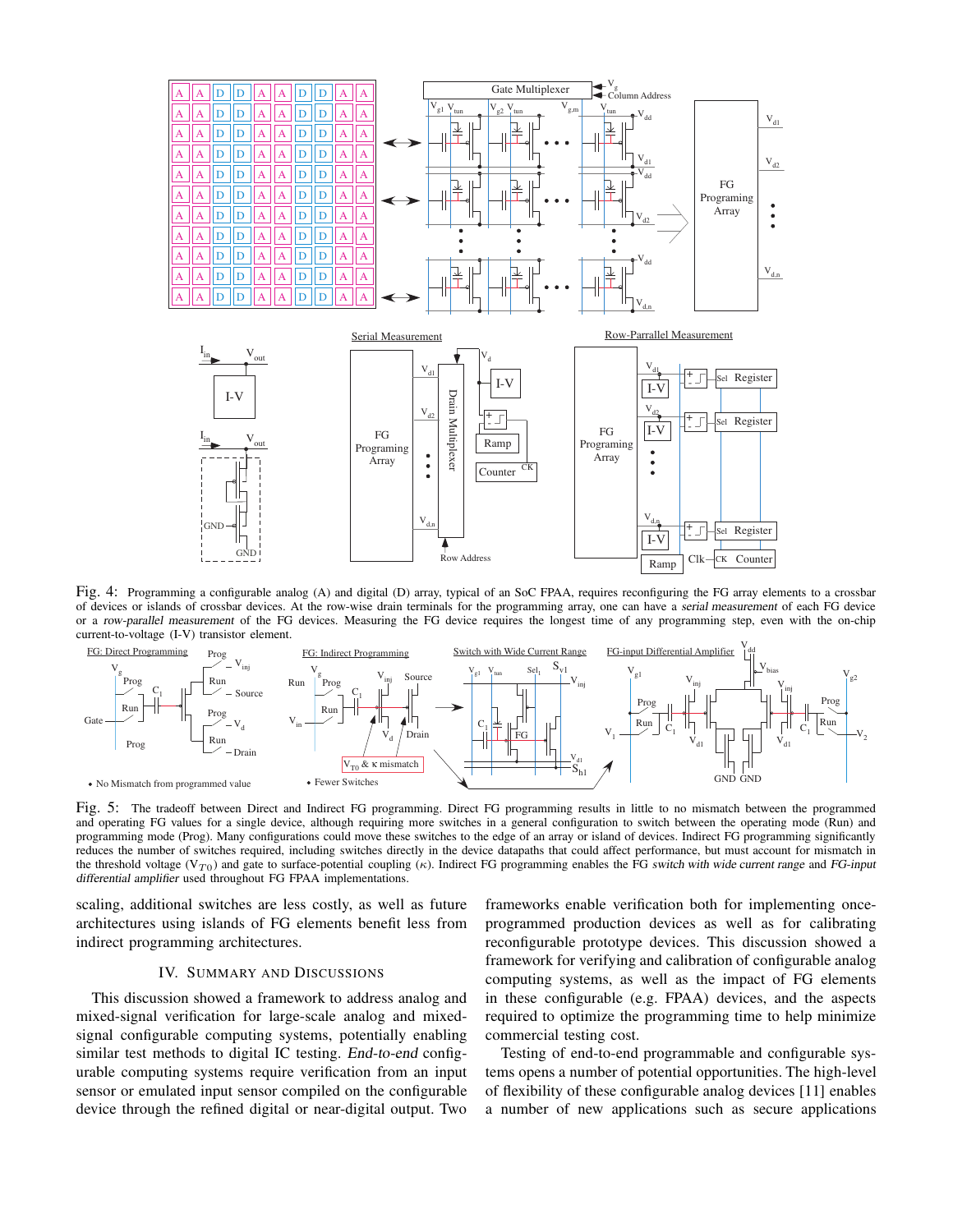Fig. 4: Programming a configurable analog (A) and digital (D) array, typical of an SoC FPAA, requires reconfiguring the FG array elements to a crossbar of devices or islands of crossbar devices. At the row-wise drain terminals for the programming array, one can have a *serial measurement* of each FG device or a *row-parallel measurement* of the FG devices. Measuring the FG device requires the longest time of any programming step, even with the on-chip current-to-voltage (I-V) transistor element.

Fig. 5: The tradeoff between Direct and Indirect FG programming. Direct FG programming results in little to no mismatch between the programmed and operating FG values for a single device, although requiring more switches in a general configuration to switch between the operating mode (Run) and programming mode (Prog). Many configurations could move these switches to the edge of an array or island of devices. Indirect FG programming significantly reduces the number of switches required, including switches directly in the device datapaths that could affect performance, but must account for mismatch in the threshold voltage ($V_{T0}$) and gate to surface-potential coupling ($\kappa$). Indirect FG programming enables the FG *switch with wide current range* and *FG-input differential amplifier* used throughout FG FPAA implementations.

scaling, additional switches are less costly, as well as future architectures using islands of FG elements benefit less from indirect programming architectures.

## IV. Summary and Discussions

This discussion showed a framework to address analog and mixed-signal verification for large-scale analog and mixed-signal configurable computing systems, potentially enabling similar test methods to digital IC testing. *End-to-end* configurable computing systems require verification from an input sensor or emulated input sensor compiled on the configurable device through the refined digital or near-digital output. Two frameworks enable verification both for implementing once-programmed production devices as well as for calibrating reconfigurable prototype devices. This discussion showed a framework for verifying and calibration of configurable analog computing systems, as well as the impact of FG elements in these configurable (e.g. FPAA) devices, and the aspects required to optimize the programming time to help minimize commercial testing cost.

Testing of end-to-end programmable and configurable systems opens a number of potential opportunities. The high-level of flexibility of these configurable analog devices [11] enables a number of new applications such as secure applications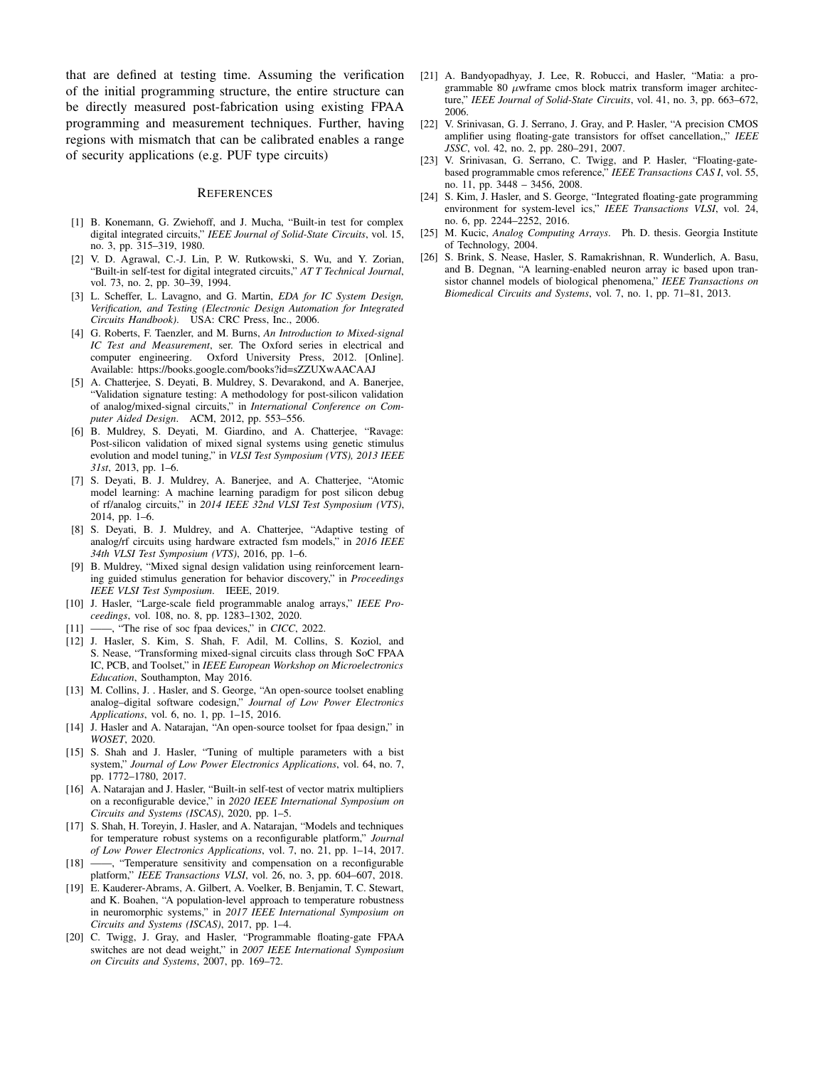that are defined at testing time. Assuming the verification of the initial programming structure, the entire structure can be directly measured post-fabrication using existing FPAA programming and measurement techniques. Further, having regions with mismatch that can be calibrated enables a range of security applications (e.g. PUF type circuits)

## References

[1] B. Konemann, G. Zwiehoff, and J. Mucha, "Built-in test for complex digital integrated circuits," *IEEE Journal of Solid-State Circuits*, vol. 15, no. 3, pp. 315–319, 1980.

[2] V. D. Agrawal, C.-J. Lin, P. W. Rutkowski, S. Wu, and Y. Zorian, "Built-in self-test for digital integrated circuits," *AT T Technical Journal*, vol. 73, no. 2, pp. 30–39, 1994.

[3] L. Scheffer, L. Lavagno, and G. Martin, *EDA for IC System Design, Verification, and Testing (Electronic Design Automation for Integrated Circuits Handbook)*. USA: CRC Press, Inc., 2006.

[4] G. Roberts, F. Taenzler, and M. Burns, *An Introduction to Mixed-signal IC Test and Measurement*, ser. The Oxford series in electrical and computer engineering. Oxford University Press, 2012. [Online]. Available: https://books.google.com/books?id=sZZUXwAACAAJ

[5] A. Chatterjee, S. Deyati, B. Muldrey, S. Devarakond, and A. Banerjee, "Validation signature testing: A methodology for post-silicon validation of analog/mixed-signal circuits," in *International Conference on Computer Aided Design*. ACM, 2012, pp. 553–556.

[6] B. Muldrey, S. Deyati, M. Giardino, and A. Chatterjee, "Ravage: Post-silicon validation of mixed signal systems using genetic stimulus evolution and model tuning," in *VLSI Test Symposium (VTS), 2013 IEEE 31st*, 2013, pp. 1–6.

[7] S. Deyati, B. J. Muldrey, A. Banerjee, and A. Chatterjee, "Atomic model learning: A machine learning paradigm for post silicon debug of rf/analog circuits," in *2014 IEEE 32nd VLSI Test Symposium (VTS)*, 2014, pp. 1–6.

[8] S. Deyati, B. J. Muldrey, and A. Chatterjee, "Adaptive testing of analog/rf circuits using hardware extracted fsm models," in *2016 IEEE 34th VLSI Test Symposium (VTS)*, 2016, pp. 1–6.

[9] B. Muldrey, "Mixed signal design validation using reinforcement learning guided stimulus generation for behavior discovery," in *Proceedings IEEE VLSI Test Symposium*. IEEE, 2019.

[10] J. Hasler, "Large-scale field programmable analog arrays," *IEEE Proceedings*, vol. 108, no. 8, pp. 1283–1302, 2020.

[11] ——, "The rise of soc fpaa devices," in *CICC*, 2022.

[12] J. Hasler, S. Kim, S. Shah, F. Adil, M. Collins, S. Koziol, and S. Nease, "Transforming mixed-signal circuits class through SoC FPAA IC, PCB, and Toolset," in *IEEE European Workshop on Microelectronics Education*, Southampton, May 2016.

[13] M. Collins, J. . Hasler, and S. George, "An open-source toolset enabling analog–digital software codesign," *Journal of Low Power Electronics Applications*, vol. 6, no. 1, pp. 1–15, 2016.

[14] J. Hasler and A. Natarajan, "An open-source toolset for fpaa design," in *WOSET*, 2020.

[15] S. Shah and J. Hasler, "Tuning of multiple parameters with a bist system," *Journal of Low Power Electronics Applications*, vol. 64, no. 7, pp. 1772–1780, 2017.

[16] A. Natarajan and J. Hasler, "Built-in self-test of vector matrix multipliers on a reconfigurable device," in *2020 IEEE International Symposium on Circuits and Systems (ISCAS)*, 2020, pp. 1–5.

[17] S. Shah, H. Toreyin, J. Hasler, and A. Natarajan, "Models and techniques for temperature robust systems on a reconfigurable platform," *Journal of Low Power Electronics Applications*, vol. 7, no. 21, pp. 1–14, 2017.

[18] ——, "Temperature sensitivity and compensation on a reconfigurable platform," *IEEE Transactions VLSI*, vol. 26, no. 3, pp. 604–607, 2018.

[19] E. Kauderer-Abrams, A. Gilbert, A. Voelker, B. Benjamin, T. C. Stewart, and K. Boahen, "A population-level approach to temperature robustness in neuromorphic systems," in *2017 IEEE International Symposium on Circuits and Systems (ISCAS)*, 2017, pp. 1–4.

[20] C. Twigg, J. Gray, and Hasler, "Programmable floating-gate FPAA switches are not dead weight," in *2007 IEEE International Symposium on Circuits and Systems*, 2007, pp. 169–72.

[21] A. Bandyopadhyay, J. Lee, R. Robucci, and Hasler, "Matia: a programmable 80 $\mu$wframe cmos block matrix transform imager architecture," *IEEE Journal of Solid-State Circuits*, vol. 41, no. 3, pp. 663–672, 2006.

[22] V. Srinivasan, G. J. Serrano, J. Gray, and P. Hasler, "A precision CMOS amplifier using floating-gate transistors for offset cancellation,," *IEEE JSSC*, vol. 42, no. 2, pp. 280–291, 2007.

[23] V. Srinivasan, G. Serrano, C. Twigg, and P. Hasler, "Floating-gate-based programmable cmos reference," *IEEE Transactions CAS I*, vol. 55, no. 11, pp. 3448 – 3456, 2008.

[24] S. Kim, J. Hasler, and S. George, "Integrated floating-gate programming environment for system-level ics," *IEEE Transactions VLSI*, vol. 24, no. 6, pp. 2244–2252, 2016.

[25] M. Kucic, *Analog Computing Arrays*. Ph. D. thesis. Georgia Institute of Technology, 2004.

[26] S. Brink, S. Nease, Hasler, S. Ramakrishnan, R. Wunderlich, A. Basu, and B. Degnan, "A learning-enabled neuron array ic based upon transistor channel models of biological phenomena," *IEEE Transactions on Biomedical Circuits and Systems*, vol. 7, no. 1, pp. 71–81, 2013.